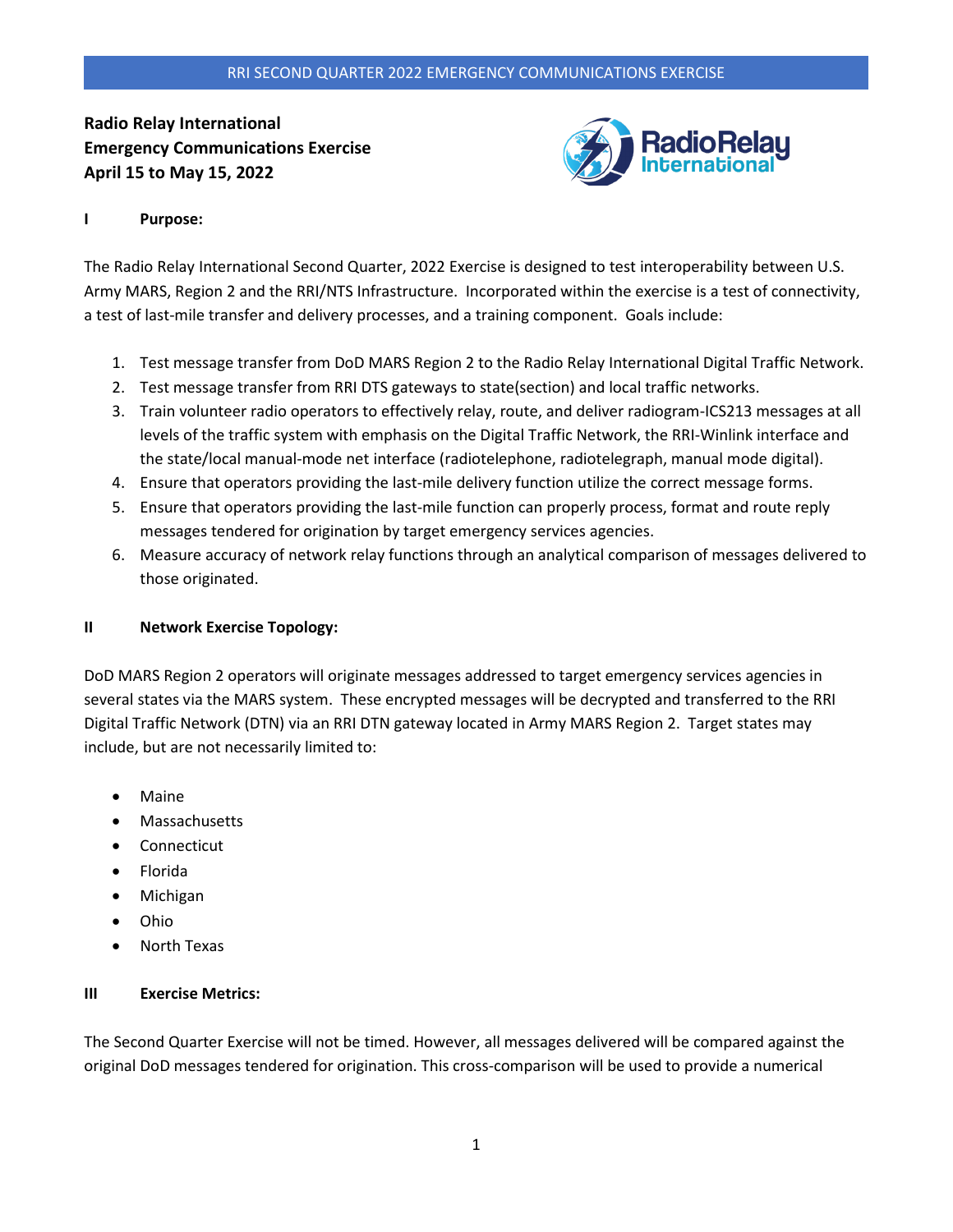**Radio Relay International**
**Emergency Communications Exercise**
**April 15 to May 15, 2022**

## I Purpose:

The Radio Relay International Second Quarter, 2022 Exercise is designed to test interoperability between U.S. Army MARS, Region 2 and the RRI/NTS Infrastructure. Incorporated within the exercise is a test of connectivity, a test of last-mile transfer and delivery processes, and a training component. Goals include:

1. Test message transfer from DoD MARS Region 2 to the Radio Relay International Digital Traffic Network.
2. Test message transfer from RRI DTS gateways to state(section) and local traffic networks.
3. Train volunteer radio operators to effectively relay, route, and deliver radiogram-ICS213 messages at all levels of the traffic system with emphasis on the Digital Traffic Network, the RRI-Winlink interface and the state/local manual-mode net interface (radiotelephone, radiotelegraph, manual mode digital).
4. Ensure that operators providing the last-mile delivery function utilize the correct message forms.
5. Ensure that operators providing the last-mile function can properly process, format and route reply messages tendered for origination by target emergency services agencies.
6. Measure accuracy of network relay functions through an analytical comparison of messages delivered to those originated.

## II Network Exercise Topology:

DoD MARS Region 2 operators will originate messages addressed to target emergency services agencies in several states via the MARS system. These encrypted messages will be decrypted and transferred to the RRI Digital Traffic Network (DTN) via an RRI DTN gateway located in Army MARS Region 2. Target states may include, but are not necessarily limited to:

- Maine
- Massachusetts
- Connecticut
- Florida
- Michigan
- Ohio
- North Texas

## III Exercise Metrics:

The Second Quarter Exercise will not be timed. However, all messages delivered will be compared against the original DoD messages tendered for origination. This cross-comparison will be used to provide a numerical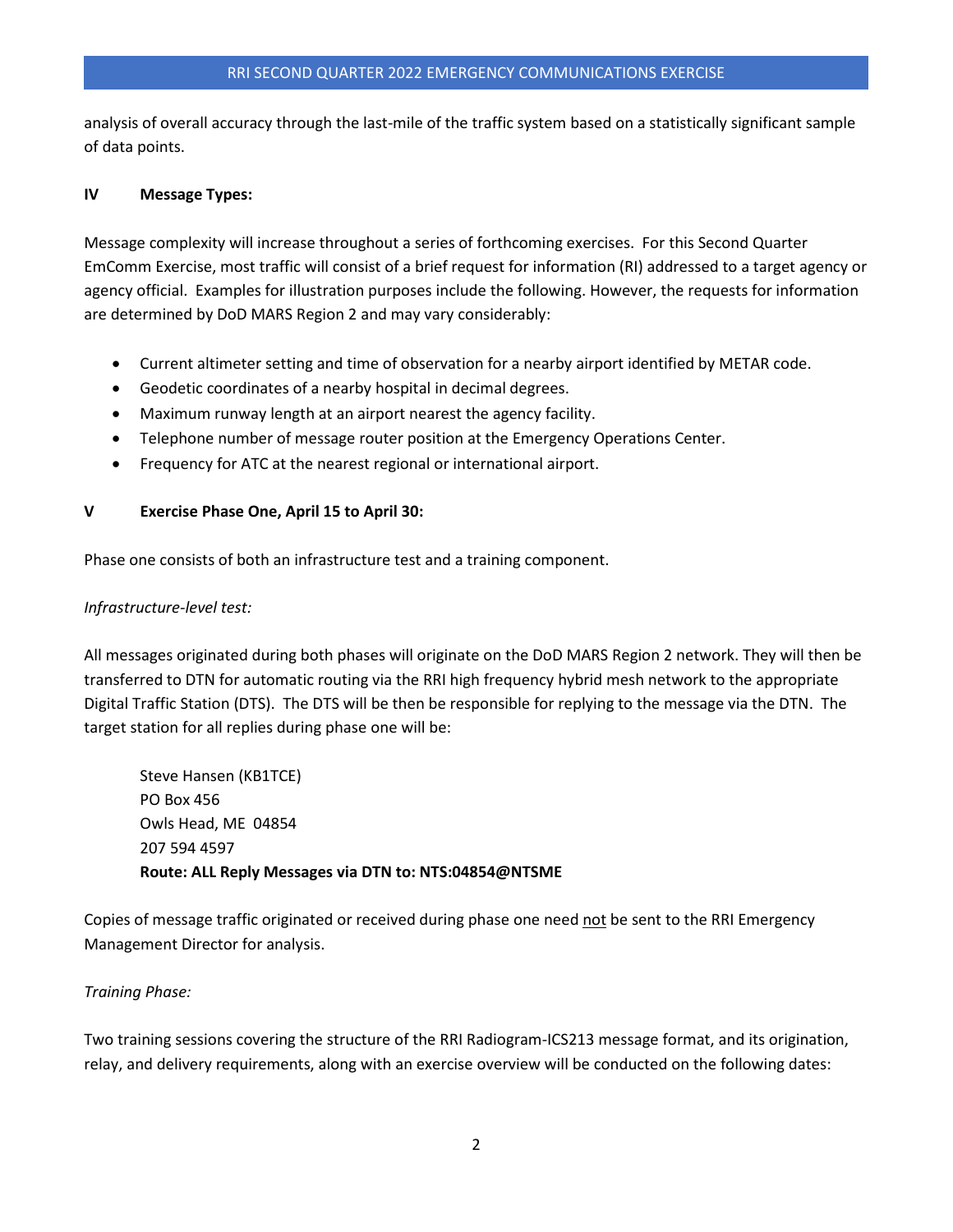analysis of overall accuracy through the last-mile of the traffic system based on a statistically significant sample of data points.

## IV Message Types:

Message complexity will increase throughout a series of forthcoming exercises. For this Second Quarter EmComm Exercise, most traffic will consist of a brief request for information (RI) addressed to a target agency or agency official. Examples for illustration purposes include the following. However, the requests for information are determined by DoD MARS Region 2 and may vary considerably:

- Current altimeter setting and time of observation for a nearby airport identified by METAR code.
- Geodetic coordinates of a nearby hospital in decimal degrees.
- Maximum runway length at an airport nearest the agency facility.
- Telephone number of message router position at the Emergency Operations Center.
- Frequency for ATC at the nearest regional or international airport.

## V Exercise Phase One, April 15 to April 30:

Phase one consists of both an infrastructure test and a training component.

*Infrastructure-level test:*

All messages originated during both phases will originate on the DoD MARS Region 2 network. They will then be transferred to DTN for automatic routing via the RRI high frequency hybrid mesh network to the appropriate Digital Traffic Station (DTS). The DTS will be then be responsible for replying to the message via the DTN. The target station for all replies during phase one will be:

Steve Hansen (KB1TCE)
PO Box 456
Owls Head, ME 04854
207 594 4597
**Route: ALL Reply Messages via DTN to: NTS:04854@NTSME**

Copies of message traffic originated or received during phase one need not be sent to the RRI Emergency Management Director for analysis.

*Training Phase:*

Two training sessions covering the structure of the RRI Radiogram-ICS213 message format, and its origination, relay, and delivery requirements, along with an exercise overview will be conducted on the following dates: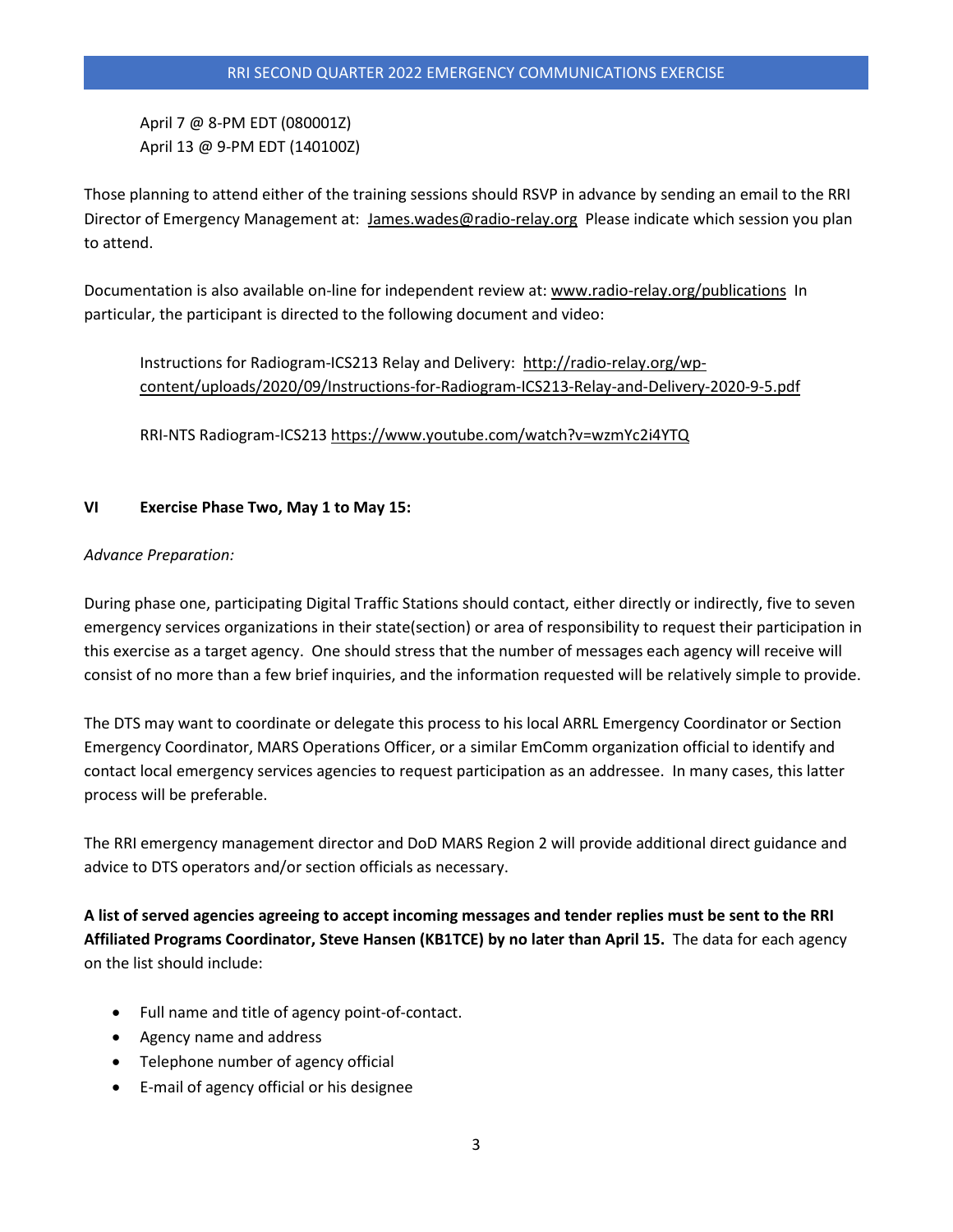April 7 @ 8-PM EDT (080001Z)
April 13 @ 9-PM EDT (140100Z)

Those planning to attend either of the training sessions should RSVP in advance by sending an email to the RRI Director of Emergency Management at: James.wades@radio-relay.org Please indicate which session you plan to attend.

Documentation is also available on-line for independent review at: www.radio-relay.org/publications In particular, the participant is directed to the following document and video:

Instructions for Radiogram-ICS213 Relay and Delivery: http://radio-relay.org/wp-content/uploads/2020/09/Instructions-for-Radiogram-ICS213-Relay-and-Delivery-2020-9-5.pdf

RRI-NTS Radiogram-ICS213 https://www.youtube.com/watch?v=wzmYc2i4YTQ

## VI Exercise Phase Two, May 1 to May 15:

*Advance Preparation:*

During phase one, participating Digital Traffic Stations should contact, either directly or indirectly, five to seven emergency services organizations in their state(section) or area of responsibility to request their participation in this exercise as a target agency. One should stress that the number of messages each agency will receive will consist of no more than a few brief inquiries, and the information requested will be relatively simple to provide.

The DTS may want to coordinate or delegate this process to his local ARRL Emergency Coordinator or Section Emergency Coordinator, MARS Operations Officer, or a similar EmComm organization official to identify and contact local emergency services agencies to request participation as an addressee. In many cases, this latter process will be preferable.

The RRI emergency management director and DoD MARS Region 2 will provide additional direct guidance and advice to DTS operators and/or section officials as necessary.

**A list of served agencies agreeing to accept incoming messages and tender replies must be sent to the RRI Affiliated Programs Coordinator, Steve Hansen (KB1TCE) by no later than April 15.** The data for each agency on the list should include:

- Full name and title of agency point-of-contact.
- Agency name and address
- Telephone number of agency official
- E-mail of agency official or his designee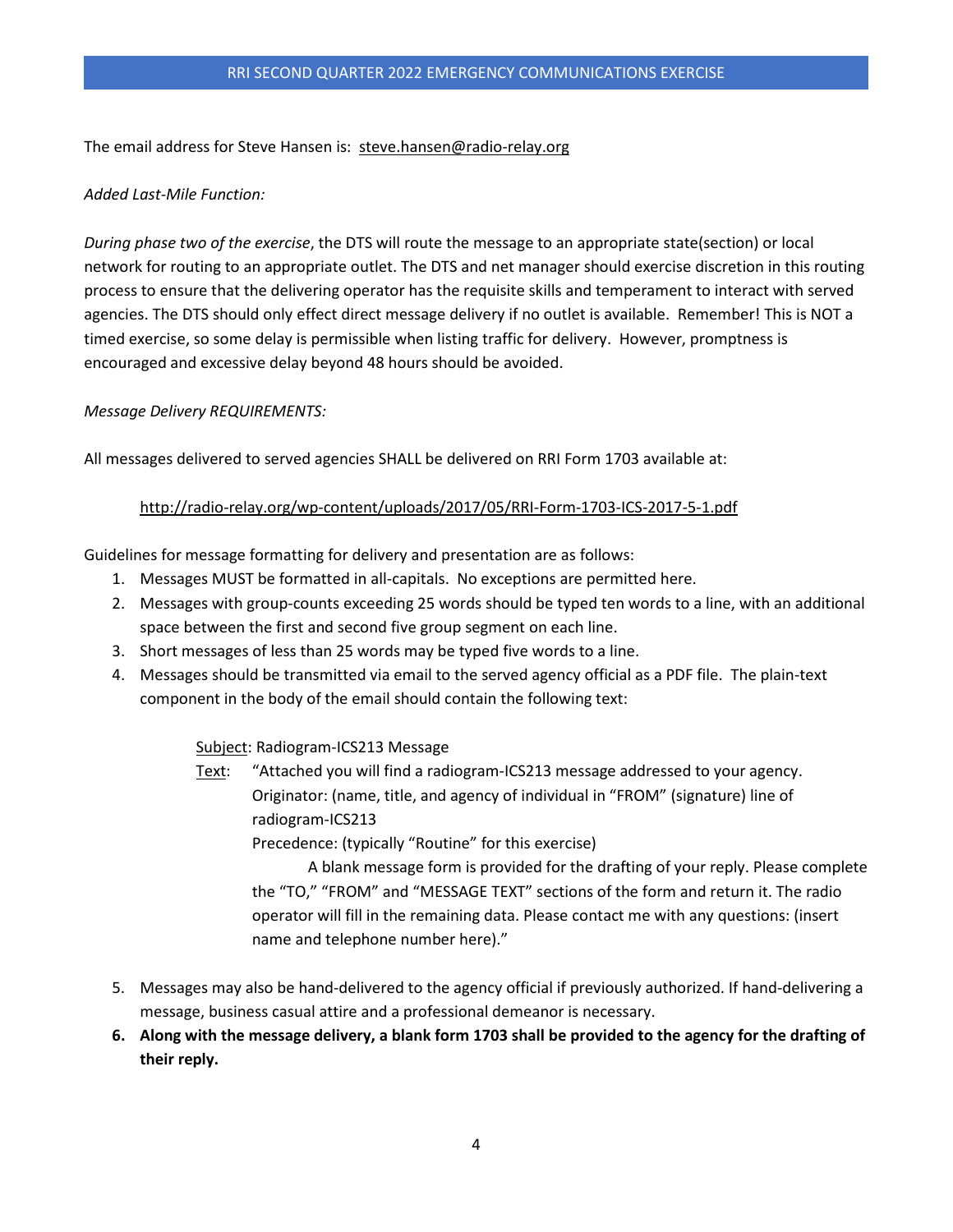The email address for Steve Hansen is: steve.hansen@radio-relay.org

*Added Last-Mile Function:*

*During phase two of the exercise*, the DTS will route the message to an appropriate state(section) or local network for routing to an appropriate outlet. The DTS and net manager should exercise discretion in this routing process to ensure that the delivering operator has the requisite skills and temperament to interact with served agencies. The DTS should only effect direct message delivery if no outlet is available. Remember! This is NOT a timed exercise, so some delay is permissible when listing traffic for delivery. However, promptness is encouraged and excessive delay beyond 48 hours should be avoided.

*Message Delivery REQUIREMENTS:*

All messages delivered to served agencies SHALL be delivered on RRI Form 1703 available at:

http://radio-relay.org/wp-content/uploads/2017/05/RRI-Form-1703-ICS-2017-5-1.pdf

Guidelines for message formatting for delivery and presentation are as follows:

1. Messages MUST be formatted in all-capitals. No exceptions are permitted here.
2. Messages with group-counts exceeding 25 words should be typed ten words to a line, with an additional space between the first and second five group segment on each line.
3. Short messages of less than 25 words may be typed five words to a line.
4. Messages should be transmitted via email to the served agency official as a PDF file. The plain-text component in the body of the email should contain the following text:

   Subject: Radiogram-ICS213 Message

   Text: "Attached you will find a radiogram-ICS213 message addressed to your agency. Originator: (name, title, and agency of individual in "FROM" (signature) line of radiogram-ICS213
   Precedence: (typically "Routine" for this exercise)
   A blank message form is provided for the drafting of your reply. Please complete the "TO," "FROM" and "MESSAGE TEXT" sections of the form and return it. The radio operator will fill in the remaining data. Please contact me with any questions: (insert name and telephone number here)."

5. Messages may also be hand-delivered to the agency official if previously authorized. If hand-delivering a message, business casual attire and a professional demeanor is necessary.
6. **Along with the message delivery, a blank form 1703 shall be provided to the agency for the drafting of their reply.**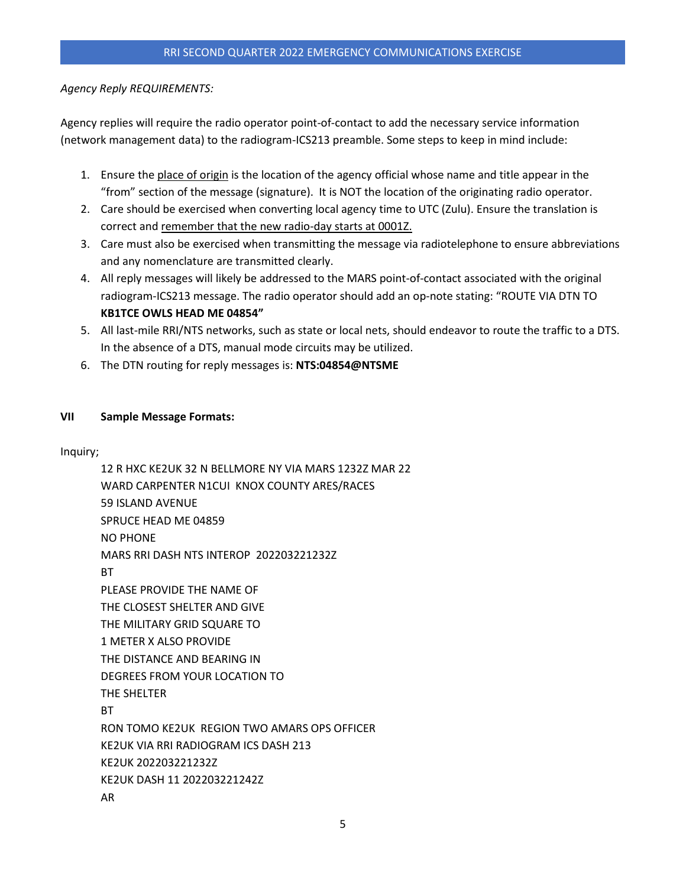*Agency Reply REQUIREMENTS:*

Agency replies will require the radio operator point-of-contact to add the necessary service information (network management data) to the radiogram-ICS213 preamble. Some steps to keep in mind include:

1. Ensure the <u>place of origin</u> is the location of the agency official whose name and title appear in the "from" section of the message (signature). It is NOT the location of the originating radio operator.
2. Care should be exercised when converting local agency time to UTC (Zulu). Ensure the translation is correct and <u>remember that the new radio-day starts at 0001Z.</u>
3. Care must also be exercised when transmitting the message via radiotelephone to ensure abbreviations and any nomenclature are transmitted clearly.
4. All reply messages will likely be addressed to the MARS point-of-contact associated with the original radiogram-ICS213 message. The radio operator should add an op-note stating: "ROUTE VIA DTN TO **KB1TCE OWLS HEAD ME 04854"**
5. All last-mile RRI/NTS networks, such as state or local nets, should endeavor to route the traffic to a DTS. In the absence of a DTS, manual mode circuits may be utilized.
6. The DTN routing for reply messages is: **NTS:04854@NTSME**

## VII Sample Message Formats:

Inquiry;

```
12 R HXC KE2UK 32 N BELLMORE NY VIA MARS 1232Z MAR 22
WARD CARPENTER N1CUI  KNOX COUNTY ARES/RACES
59 ISLAND AVENUE
SPRUCE HEAD ME 04859
NO PHONE
MARS RRI DASH NTS INTEROP  202203221232Z
BT
PLEASE PROVIDE THE NAME OF
THE CLOSEST SHELTER AND GIVE
THE MILITARY GRID SQUARE TO
1 METER X ALSO PROVIDE
THE DISTANCE AND BEARING IN
DEGREES FROM YOUR LOCATION TO
THE SHELTER
BT
RON TOMO KE2UK  REGION TWO AMARS OPS OFFICER
KE2UK VIA RRI RADIOGRAM ICS DASH 213
KE2UK 202203221232Z
KE2UK DASH 11 202203221242Z
AR
```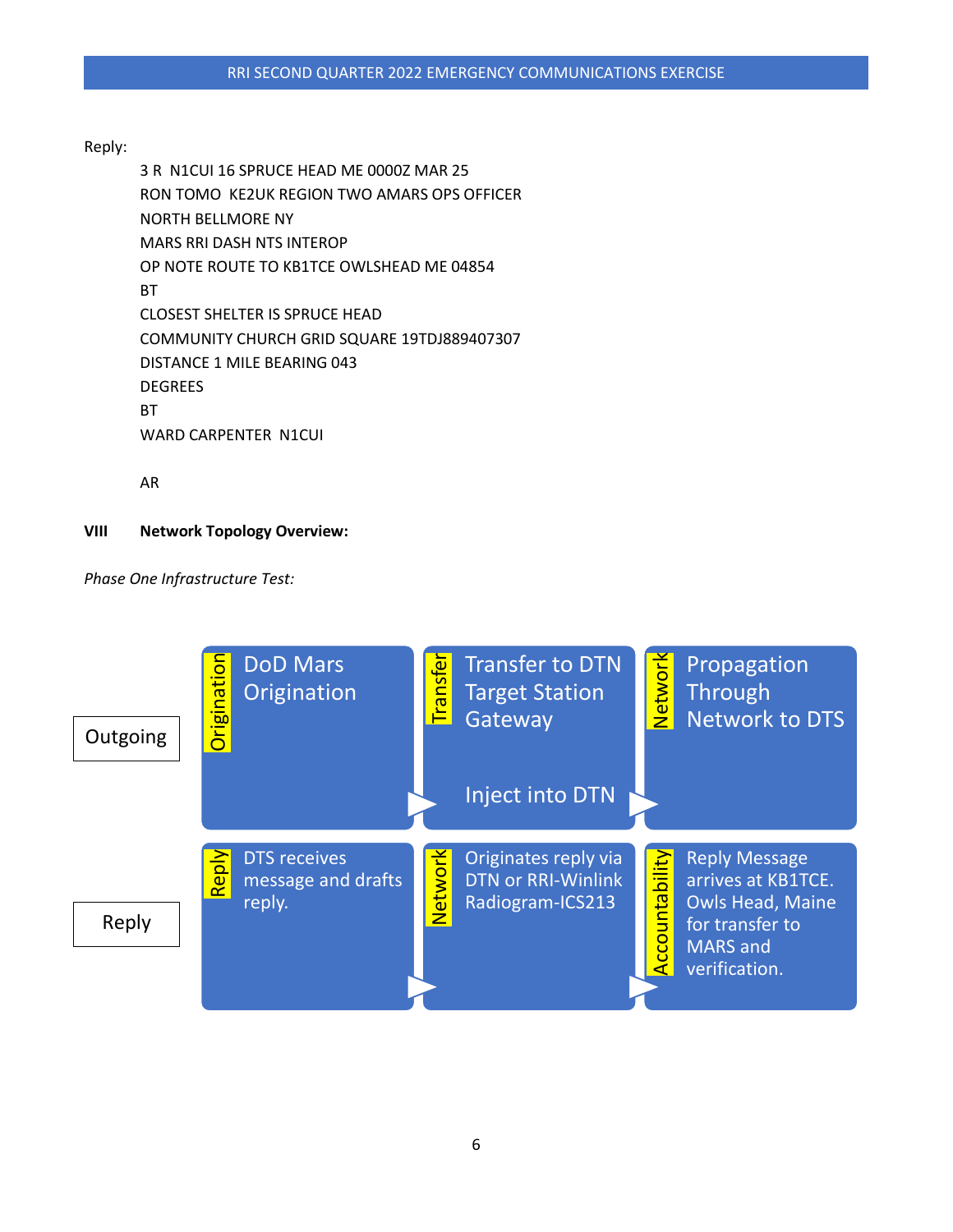Reply:

```
3 R  N1CUI 16 SPRUCE HEAD ME 0000Z MAR 25
RON TOMO  KE2UK REGION TWO AMARS OPS OFFICER
NORTH BELLMORE NY
MARS RRI DASH NTS INTEROP
OP NOTE ROUTE TO KB1TCE OWLSHEAD ME 04854
BT
CLOSEST SHELTER IS SPRUCE HEAD
COMMUNITY CHURCH GRID SQUARE 19TDJ889407307
DISTANCE 1 MILE BEARING 043
DEGREES
BT
WARD CARPENTER  N1CUI

AR
```

**VIII  Network Topology Overview:**

*Phase One Infrastructure Test:*

| | | | |
|---|---|---|---|
| Outgoing | **Origination:** DoD Mars Origination | **Transfer:** Transfer to DTN Target Station Gateway — Inject into DTN | **Network:** Propagation Through Network to DTS |
| Reply | **Reply:** DTS receives message and drafts reply. | **Network:** Originates reply via DTN or RRI-Winlink Radiogram-ICS213 | **Accountability:** Reply Message arrives at KB1TCE. Owls Head, Maine for transfer to MARS and verification. |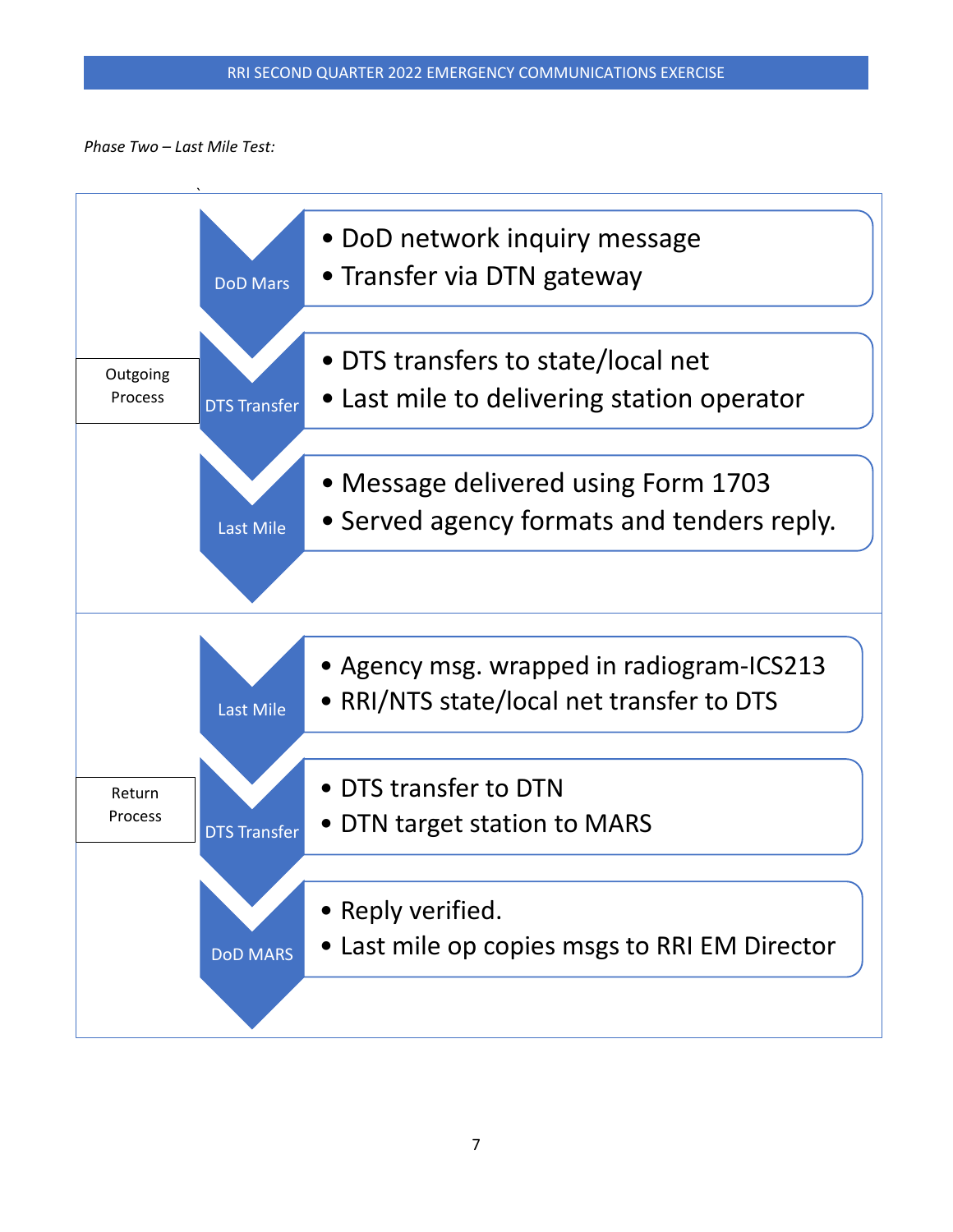*Phase Two – Last Mile Test:*

**Outgoing Process**

- **DoD Mars**
  - DoD network inquiry message
  - Transfer via DTN gateway
- **DTS Transfer**
  - DTS transfers to state/local net
  - Last mile to delivering station operator
- **Last Mile**
  - Message delivered using Form 1703
  - Served agency formats and tenders reply.

**Return Process**

- **Last Mile**
  - Agency msg. wrapped in radiogram-ICS213
  - RRI/NTS state/local net transfer to DTS
- **DTS Transfer**
  - DTS transfer to DTN
  - DTN target station to MARS
- **DoD MARS**
  - Reply verified.
  - Last mile op copies msgs to RRI EM Director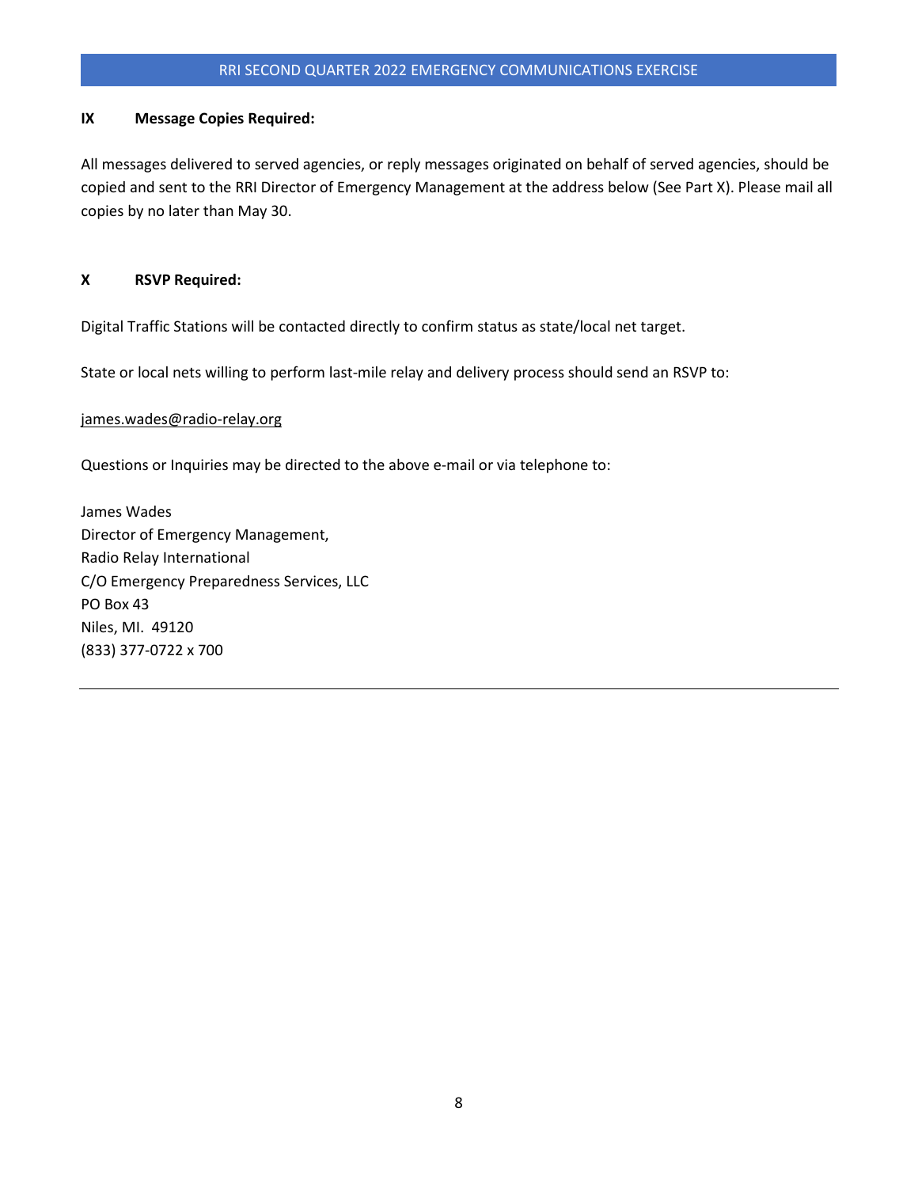## IX Message Copies Required:

All messages delivered to served agencies, or reply messages originated on behalf of served agencies, should be copied and sent to the RRI Director of Emergency Management at the address below (See Part X). Please mail all copies by no later than May 30.

## X RSVP Required:

Digital Traffic Stations will be contacted directly to confirm status as state/local net target.

State or local nets willing to perform last-mile relay and delivery process should send an RSVP to:

james.wades@radio-relay.org

Questions or Inquiries may be directed to the above e-mail or via telephone to:

James Wades
Director of Emergency Management,
Radio Relay International
C/O Emergency Preparedness Services, LLC
PO Box 43
Niles, MI. 49120
(833) 377-0722 x 700

---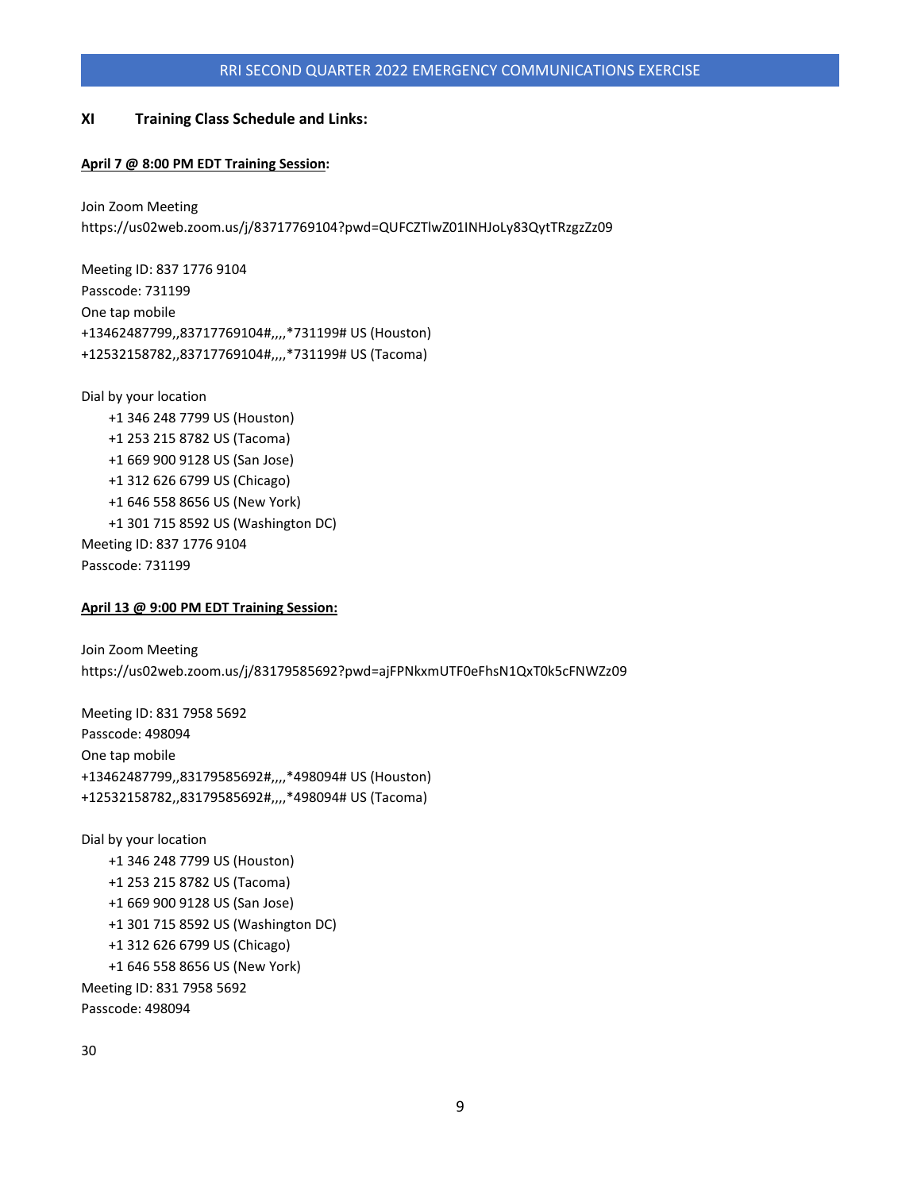## XI Training Class Schedule and Links:

**April 7 @ 8:00 PM EDT Training Session:**

Join Zoom Meeting
https://us02web.zoom.us/j/83717769104?pwd=QUFCZTlwZ01INHJoLy83QytTRzgzZz09

Meeting ID: 837 1776 9104
Passcode: 731199
One tap mobile
+13462487799,,83717769104#,,,,*731199# US (Houston)
+12532158782,,83717769104#,,,,*731199# US (Tacoma)

Dial by your location
- +1 346 248 7799 US (Houston)
- +1 253 215 8782 US (Tacoma)
- +1 669 900 9128 US (San Jose)
- +1 312 626 6799 US (Chicago)
- +1 646 558 8656 US (New York)
- +1 301 715 8592 US (Washington DC)

Meeting ID: 837 1776 9104
Passcode: 731199

**April 13 @ 9:00 PM EDT Training Session:**

Join Zoom Meeting
https://us02web.zoom.us/j/83179585692?pwd=ajFPNkxmUTF0eFhsN1QxT0k5cFNWZz09

Meeting ID: 831 7958 5692
Passcode: 498094
One tap mobile
+13462487799,,83179585692#,,,,*498094# US (Houston)
+12532158782,,83179585692#,,,,*498094# US (Tacoma)

Dial by your location
- +1 346 248 7799 US (Houston)
- +1 253 215 8782 US (Tacoma)
- +1 669 900 9128 US (San Jose)
- +1 301 715 8592 US (Washington DC)
- +1 312 626 6799 US (Chicago)
- +1 646 558 8656 US (New York)

Meeting ID: 831 7958 5692
Passcode: 498094

30